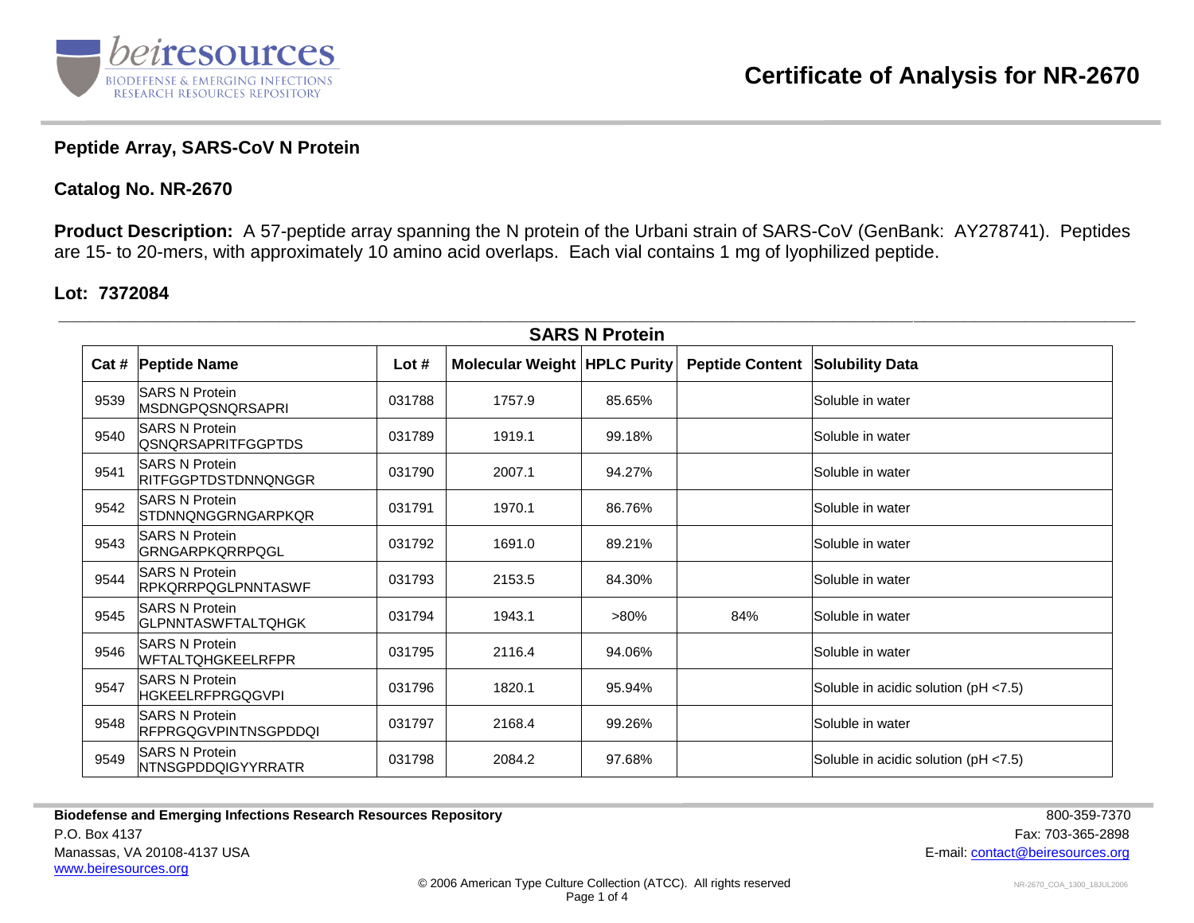# Certificate of Analysis for NR-2670

## Peptide Array, SARS-CoV N Protein

**Catalog No. NR-2670**

**Product Description:** A 57-peptide array spanning the N protein of the Urbani strain of SARS-CoV (GenBank: AY278741). Peptides are 15- to 20-mers, with approximately 10 amino acid overlaps. Each vial contains 1 mg of lyophilized peptide.

**Lot: 7372084**

**SARS N Protein**

| Cat # | Peptide Name | Lot # | Molecular Weight | HPLC Purity | Peptide Content | Solubility Data |
|---|---|---|---|---|---|---|
| 9539 | SARS N Protein MSDNGPQSNQRSAPRI | 031788 | 1757.9 | 85.65% | | Soluble in water |
| 9540 | SARS N Protein QSNQRSAPRITFGGPTDS | 031789 | 1919.1 | 99.18% | | Soluble in water |
| 9541 | SARS N Protein RITFGGPTDSTDNNQNGGR | 031790 | 2007.1 | 94.27% | | Soluble in water |
| 9542 | SARS N Protein STDNNQNGGRNGARPKQR | 031791 | 1970.1 | 86.76% | | Soluble in water |
| 9543 | SARS N Protein GRNGARPKQRRPQGL | 031792 | 1691.0 | 89.21% | | Soluble in water |
| 9544 | SARS N Protein RPKQRRPQGLPNNTASWF | 031793 | 2153.5 | 84.30% | | Soluble in water |
| 9545 | SARS N Protein GLPNNTASWFTALTQHGK | 031794 | 1943.1 | >80% | 84% | Soluble in water |
| 9546 | SARS N Protein WFTALTQHGKEELRFPR | 031795 | 2116.4 | 94.06% | | Soluble in water |
| 9547 | SARS N Protein HGKEELRFPRGQGVPI | 031796 | 1820.1 | 95.94% | | Soluble in acidic solution (pH <7.5) |
| 9548 | SARS N Protein RFPRGQGVPINTNSGPDDQI | 031797 | 2168.4 | 99.26% | | Soluble in water |
| 9549 | SARS N Protein NTNSGPDDQIGYYRRATR | 031798 | 2084.2 | 97.68% | | Soluble in acidic solution (pH <7.5) |

**Biodefense and Emerging Infections Research Resources Repository**
P.O. Box 4137
Manassas, VA 20108-4137 USA
www.beiresources.org

800-359-7370
Fax: 703-365-2898
E-mail: contact@beiresources.org

© 2006 American Type Culture Collection (ATCC). All rights reserved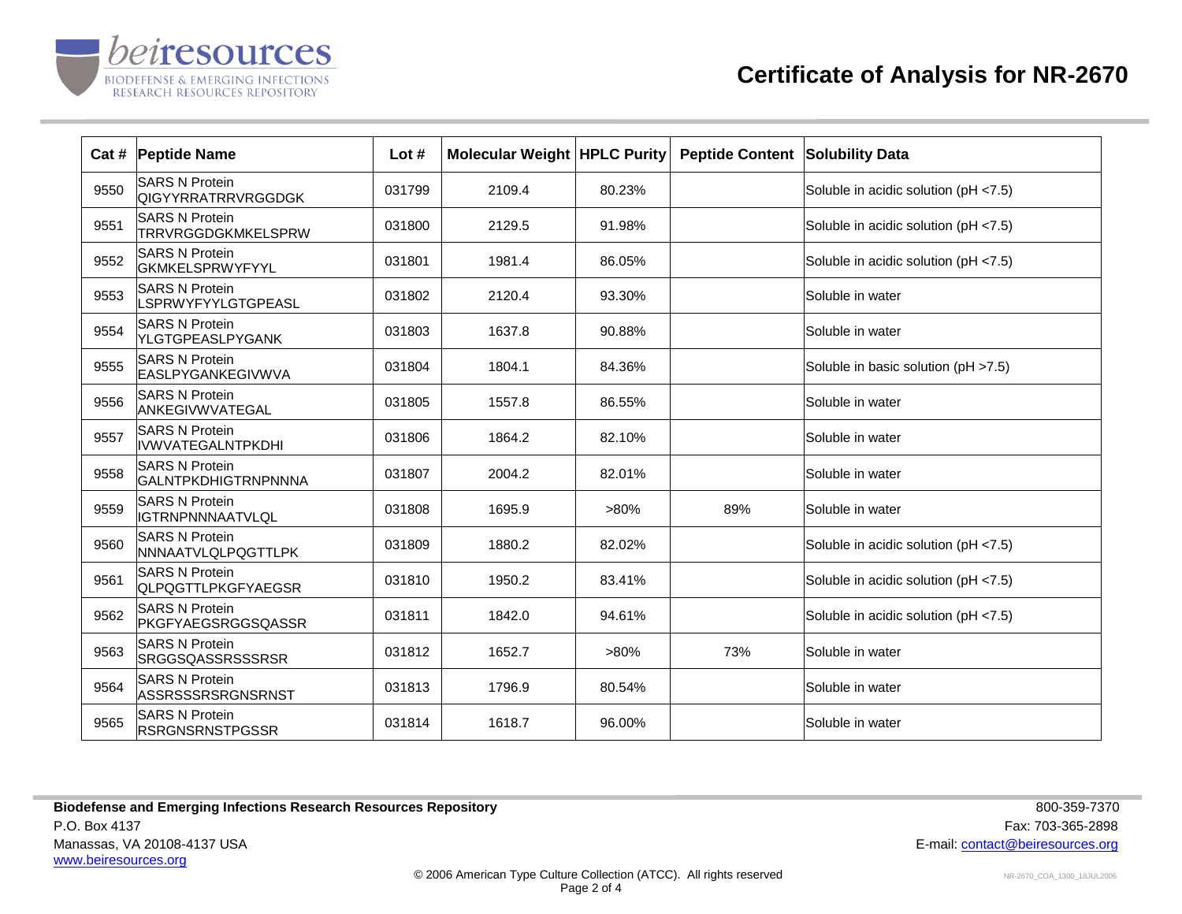# Certificate of Analysis for NR-2670

| Cat # | Peptide Name | Lot # | Molecular Weight | HPLC Purity | Peptide Content | Solubility Data |
|---|---|---|---|---|---|---|
| 9550 | SARS N Protein QIGYYRRATRRVRGGDGK | 031799 | 2109.4 | 80.23% | | Soluble in acidic solution (pH <7.5) |
| 9551 | SARS N Protein TRRVRGGDGKMKELSPRW | 031800 | 2129.5 | 91.98% | | Soluble in acidic solution (pH <7.5) |
| 9552 | SARS N Protein GKMKELSPRWYFYYL | 031801 | 1981.4 | 86.05% | | Soluble in acidic solution (pH <7.5) |
| 9553 | SARS N Protein LSPRWYFYYLGTGPEASL | 031802 | 2120.4 | 93.30% | | Soluble in water |
| 9554 | SARS N Protein YLGTGPEASLPYGANK | 031803 | 1637.8 | 90.88% | | Soluble in water |
| 9555 | SARS N Protein EASLPYGANKEGIVWVA | 031804 | 1804.1 | 84.36% | | Soluble in basic solution (pH >7.5) |
| 9556 | SARS N Protein ANKEGIVWVATEGAL | 031805 | 1557.8 | 86.55% | | Soluble in water |
| 9557 | SARS N Protein IVWVATEGALNTPKDHI | 031806 | 1864.2 | 82.10% | | Soluble in water |
| 9558 | SARS N Protein GALNTPKDHIGTRNPNNNA | 031807 | 2004.2 | 82.01% | | Soluble in water |
| 9559 | SARS N Protein IGTRNPNNNAATVLQL | 031808 | 1695.9 | >80% | 89% | Soluble in water |
| 9560 | SARS N Protein NNNAATVLQLPQGTTLPK | 031809 | 1880.2 | 82.02% | | Soluble in acidic solution (pH <7.5) |
| 9561 | SARS N Protein QLPQGTTLPKGFYAEGSR | 031810 | 1950.2 | 83.41% | | Soluble in acidic solution (pH <7.5) |
| 9562 | SARS N Protein PKGFYAEGSRGGSQASSR | 031811 | 1842.0 | 94.61% | | Soluble in acidic solution (pH <7.5) |
| 9563 | SARS N Protein SRGGSQASSRSSSRSR | 031812 | 1652.7 | >80% | 73% | Soluble in water |
| 9564 | SARS N Protein ASSRSSSRSRGNSRNST | 031813 | 1796.9 | 80.54% | | Soluble in water |
| 9565 | SARS N Protein RSRGNSRNSTPGSSR | 031814 | 1618.7 | 96.00% | | Soluble in water |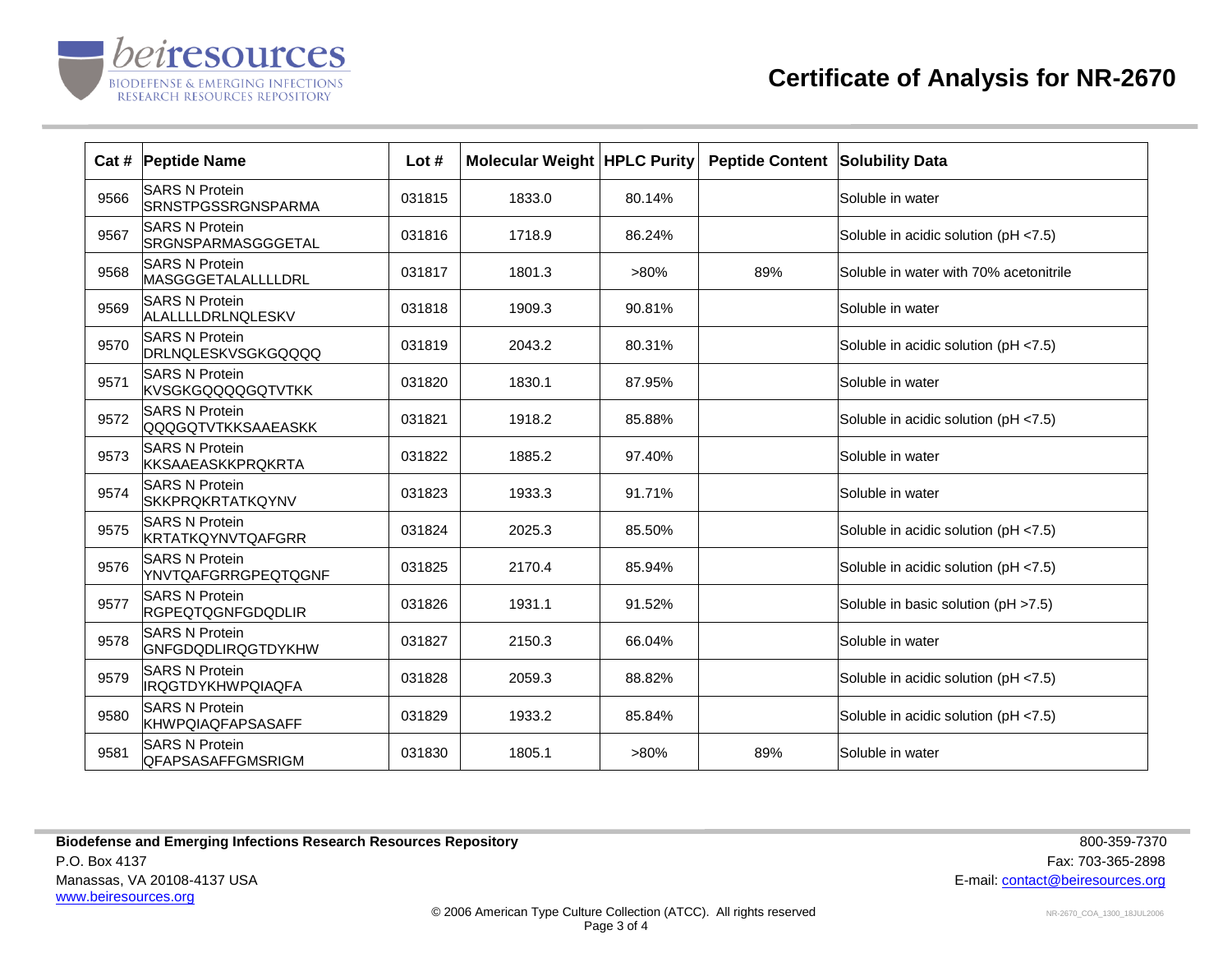# Certificate of Analysis for NR-2670

| Cat # | Peptide Name | Lot # | Molecular Weight | HPLC Purity | Peptide Content | Solubility Data |
|---|---|---|---|---|---|---|
| 9566 | SARS N Protein SRNSTPGSSRGNSPARMA | 031815 | 1833.0 | 80.14% | | Soluble in water |
| 9567 | SARS N Protein SRGNSPARMASGGGETAL | 031816 | 1718.9 | 86.24% | | Soluble in acidic solution (pH <7.5) |
| 9568 | SARS N Protein MASGGGETALALLLLDRL | 031817 | 1801.3 | >80% | 89% | Soluble in water with 70% acetonitrile |
| 9569 | SARS N Protein ALALLLLDRLNQLESKV | 031818 | 1909.3 | 90.81% | | Soluble in water |
| 9570 | SARS N Protein DRLNQLESKVSGKGQQQQ | 031819 | 2043.2 | 80.31% | | Soluble in acidic solution (pH <7.5) |
| 9571 | SARS N Protein KVSGKGQQQQGQTVTKK | 031820 | 1830.1 | 87.95% | | Soluble in water |
| 9572 | SARS N Protein QQQGQTVTKKSAAEASKK | 031821 | 1918.2 | 85.88% | | Soluble in acidic solution (pH <7.5) |
| 9573 | SARS N Protein KKSAAEASKKPRQKRTA | 031822 | 1885.2 | 97.40% | | Soluble in water |
| 9574 | SARS N Protein SKKPRQKRTATKQYNV | 031823 | 1933.3 | 91.71% | | Soluble in water |
| 9575 | SARS N Protein KRTATKQYNVTQAFGRR | 031824 | 2025.3 | 85.50% | | Soluble in acidic solution (pH <7.5) |
| 9576 | SARS N Protein YNVTQAFGRRGPEQTQGNF | 031825 | 2170.4 | 85.94% | | Soluble in acidic solution (pH <7.5) |
| 9577 | SARS N Protein RGPEQTQGNFGDQDLIR | 031826 | 1931.1 | 91.52% | | Soluble in basic solution (pH >7.5) |
| 9578 | SARS N Protein GNFGDQDLIRQGTDYKHW | 031827 | 2150.3 | 66.04% | | Soluble in water |
| 9579 | SARS N Protein IRQGTDYKHWPQIAQFA | 031828 | 2059.3 | 88.82% | | Soluble in acidic solution (pH <7.5) |
| 9580 | SARS N Protein KHWPQIAQFAPSASAFF | 031829 | 1933.2 | 85.84% | | Soluble in acidic solution (pH <7.5) |
| 9581 | SARS N Protein QFAPSASAFFGMSRIGM | 031830 | 1805.1 | >80% | 89% | Soluble in water |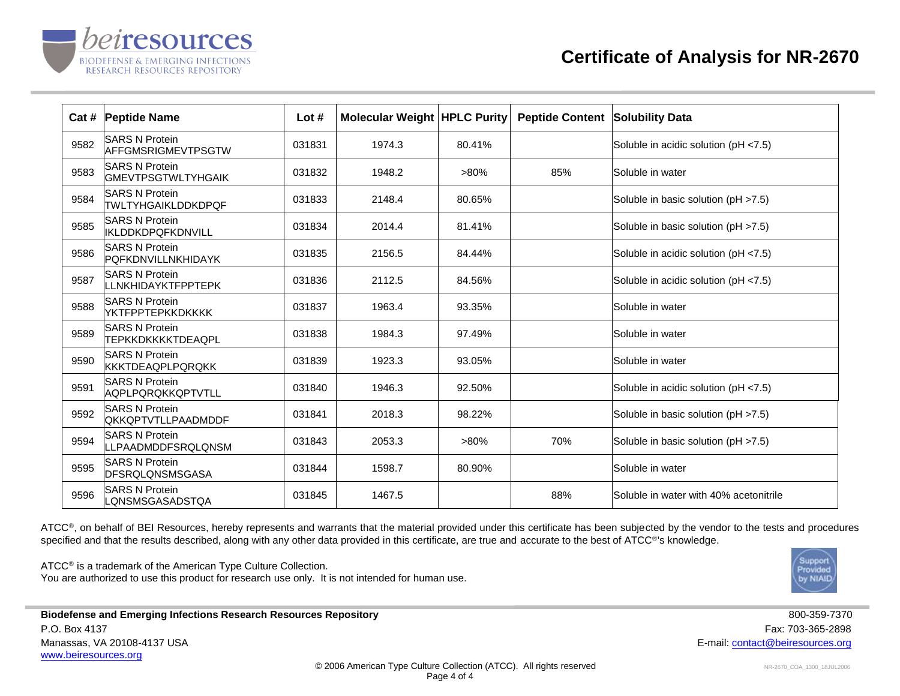# Certificate of Analysis for NR-2670

| Cat # | Peptide Name | Lot # | Molecular Weight | HPLC Purity | Peptide Content | Solubility Data |
|---|---|---|---|---|---|---|
| 9582 | SARS N Protein AFFGMSRIGMEVTPSGTW | 031831 | 1974.3 | 80.41% | | Soluble in acidic solution (pH <7.5) |
| 9583 | SARS N Protein GMEVTPSGTWLTYHGAIK | 031832 | 1948.2 | >80% | 85% | Soluble in water |
| 9584 | SARS N Protein TWLTYHGAIKLDDKDPQF | 031833 | 2148.4 | 80.65% | | Soluble in basic solution (pH >7.5) |
| 9585 | SARS N Protein IKLDDKDPQFKDNVILL | 031834 | 2014.4 | 81.41% | | Soluble in basic solution (pH >7.5) |
| 9586 | SARS N Protein PQFKDNVILLNKHIDAYK | 031835 | 2156.5 | 84.44% | | Soluble in acidic solution (pH <7.5) |
| 9587 | SARS N Protein LLNKHIDAYKTFPPTEPK | 031836 | 2112.5 | 84.56% | | Soluble in acidic solution (pH <7.5) |
| 9588 | SARS N Protein YKTFPPTEPKKDKKKK | 031837 | 1963.4 | 93.35% | | Soluble in water |
| 9589 | SARS N Protein TEPKKDKKKKTDEAQPL | 031838 | 1984.3 | 97.49% | | Soluble in water |
| 9590 | SARS N Protein KKKTDEAQPLPQRQKK | 031839 | 1923.3 | 93.05% | | Soluble in water |
| 9591 | SARS N Protein AQPLPQRQKKQPTVTLL | 031840 | 1946.3 | 92.50% | | Soluble in acidic solution (pH <7.5) |
| 9592 | SARS N Protein QKKQPTVTLLPAADMDDF | 031841 | 2018.3 | 98.22% | | Soluble in basic solution (pH >7.5) |
| 9594 | SARS N Protein LLPAADMDDFSRQLQNSM | 031843 | 2053.3 | >80% | 70% | Soluble in basic solution (pH >7.5) |
| 9595 | SARS N Protein DFSRQLQNSMSGASA | 031844 | 1598.7 | 80.90% | | Soluble in water |
| 9596 | SARS N Protein LQNSMSGASADSTQA | 031845 | 1467.5 | | 88% | Soluble in water with 40% acetonitrile |

ATCC®, on behalf of BEI Resources, hereby represents and warrants that the material provided under this certificate has been subjected by the vendor to the tests and procedures specified and that the results described, along with any other data provided in this certificate, are true and accurate to the best of ATCC®'s knowledge.

ATCC® is a trademark of the American Type Culture Collection.
You are authorized to use this product for research use only. It is not intended for human use.

**Biodefense and Emerging Infections Research Resources Repository**
P.O. Box 4137
Manassas, VA 20108-4137 USA
www.beiresources.org

800-359-7370
Fax: 703-365-2898
E-mail: contact@beiresources.org

© 2006 American Type Culture Collection (ATCC). All rights reserved